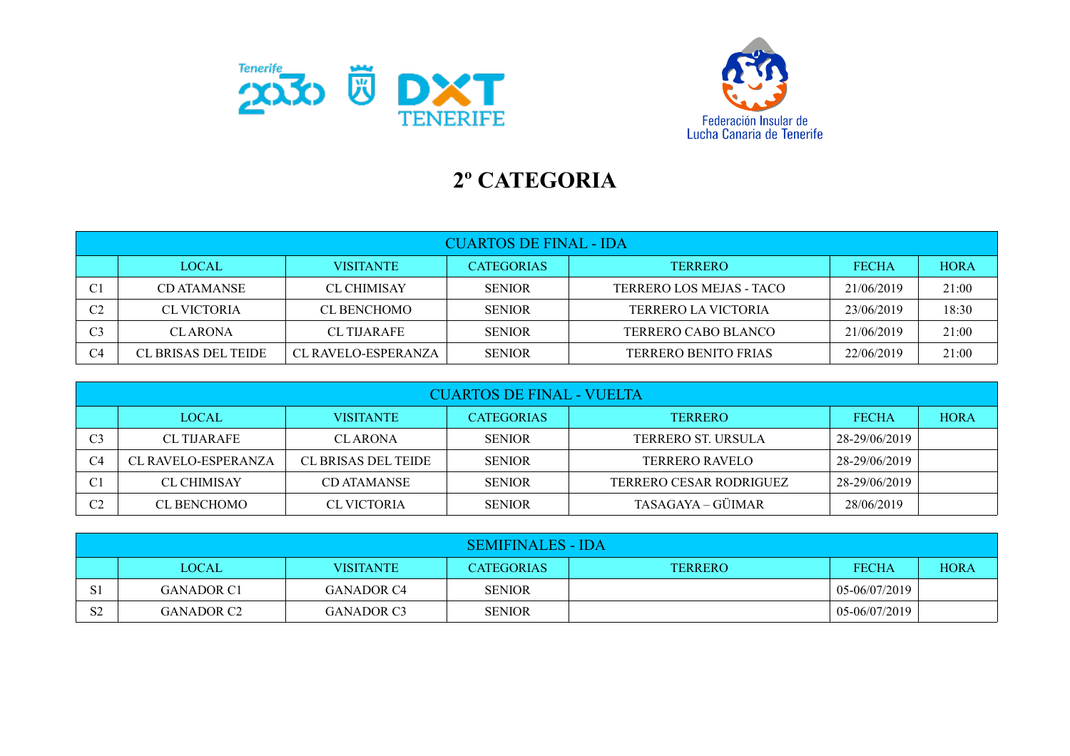# 2º CATEGORIA

| CUARTOS DE FINAL - IDA | | | | | | |
|---|---|---|---|---|---|---|
| | LOCAL | VISITANTE | CATEGORIAS | TERRERO | FECHA | HORA |
| C1 | CD ATAMANSE | CL CHIMISAY | SENIOR | TERRERO LOS MEJAS - TACO | 21/06/2019 | 21:00 |
| C2 | CL VICTORIA | CL BENCHOMO | SENIOR | TERRERO LA VICTORIA | 23/06/2019 | 18:30 |
| C3 | CL ARONA | CL TIJARAFE | SENIOR | TERRERO CABO BLANCO | 21/06/2019 | 21:00 |
| C4 | CL BRISAS DEL TEIDE | CL RAVELO-ESPERANZA | SENIOR | TERRERO BENITO FRIAS | 22/06/2019 | 21:00 |

| CUARTOS DE FINAL - VUELTA | | | | | | |
|---|---|---|---|---|---|---|
| | LOCAL | VISITANTE | CATEGORIAS | TERRERO | FECHA | HORA |
| C3 | CL TIJARAFE | CL ARONA | SENIOR | TERRERO ST. URSULA | 28-29/06/2019 | |
| C4 | CL RAVELO-ESPERANZA | CL BRISAS DEL TEIDE | SENIOR | TERRERO RAVELO | 28-29/06/2019 | |
| C1 | CL CHIMISAY | CD ATAMANSE | SENIOR | TERRERO CESAR RODRIGUEZ | 28-29/06/2019 | |
| C2 | CL BENCHOMO | CL VICTORIA | SENIOR | TASAGAYA – GÜIMAR | 28/06/2019 | |

| SEMIFINALES - IDA | | | | | | |
|---|---|---|---|---|---|---|
| | LOCAL | VISITANTE | CATEGORIAS | TERRERO | FECHA | HORA |
| S1 | GANADOR C1 | GANADOR C4 | SENIOR | | 05-06/07/2019 | |
| S2 | GANADOR C2 | GANADOR C3 | SENIOR | | 05-06/07/2019 | |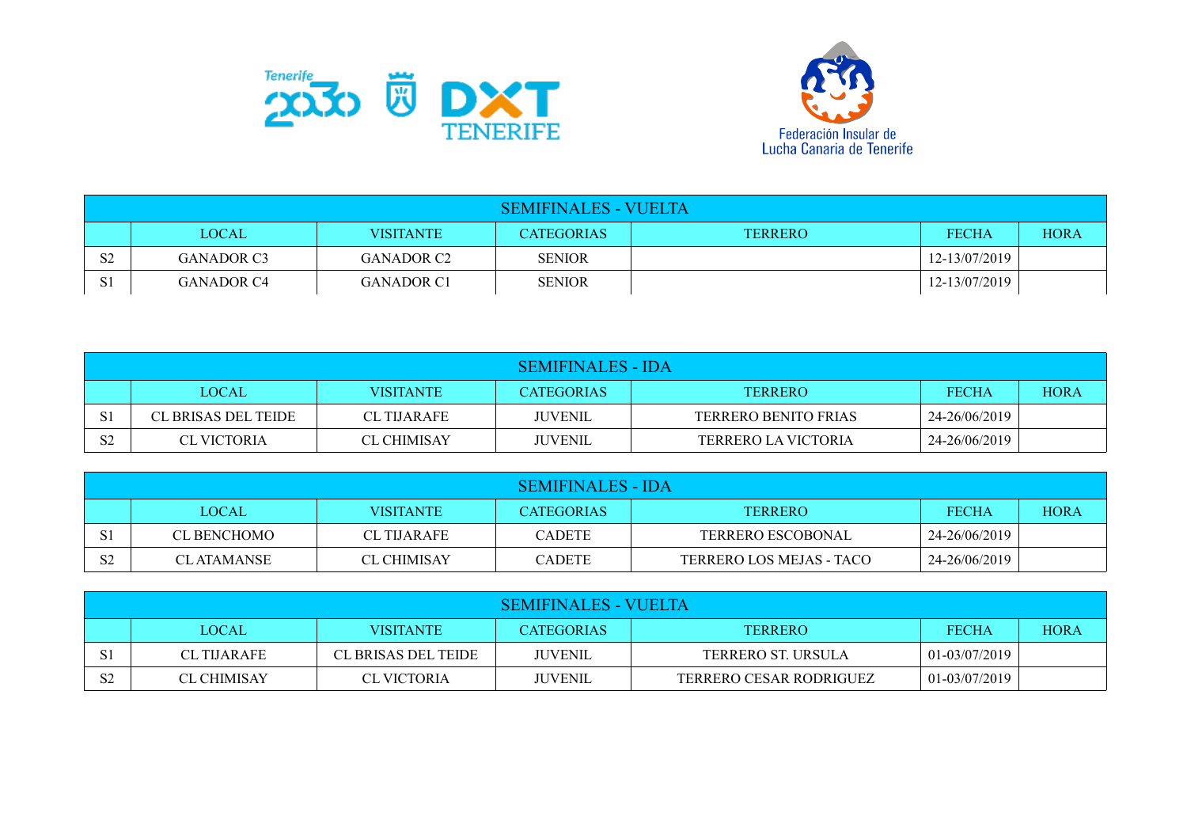Federación Insular de Lucha Canaria de Tenerife

| SEMIFINALES - VUELTA | | | | | | |
|---|---|---|---|---|---|---|
| | LOCAL | VISITANTE | CATEGORIAS | TERRERO | FECHA | HORA |
| S2 | GANADOR C3 | GANADOR C2 | SENIOR | | 12-13/07/2019 | |
| S1 | GANADOR C4 | GANADOR C1 | SENIOR | | 12-13/07/2019 | |

| SEMIFINALES - IDA | | | | | | |
|---|---|---|---|---|---|---|
| | LOCAL | VISITANTE | CATEGORIAS | TERRERO | FECHA | HORA |
| S1 | CL BRISAS DEL TEIDE | CL TIJARAFE | JUVENIL | TERRERO BENITO FRIAS | 24-26/06/2019 | |
| S2 | CL VICTORIA | CL CHIMISAY | JUVENIL | TERRERO LA VICTORIA | 24-26/06/2019 | |

| SEMIFINALES - IDA | | | | | | |
|---|---|---|---|---|---|---|
| | LOCAL | VISITANTE | CATEGORIAS | TERRERO | FECHA | HORA |
| S1 | CL BENCHOMO | CL TIJARAFE | CADETE | TERRERO ESCOBONAL | 24-26/06/2019 | |
| S2 | CL ATAMANSE | CL CHIMISAY | CADETE | TERRERO LOS MEJAS - TACO | 24-26/06/2019 | |

| SEMIFINALES - VUELTA | | | | | | |
|---|---|---|---|---|---|---|
| | LOCAL | VISITANTE | CATEGORIAS | TERRERO | FECHA | HORA |
| S1 | CL TIJARAFE | CL BRISAS DEL TEIDE | JUVENIL | TERRERO ST. URSULA | 01-03/07/2019 | |
| S2 | CL CHIMISAY | CL VICTORIA | JUVENIL | TERRERO CESAR RODRIGUEZ | 01-03/07/2019 | |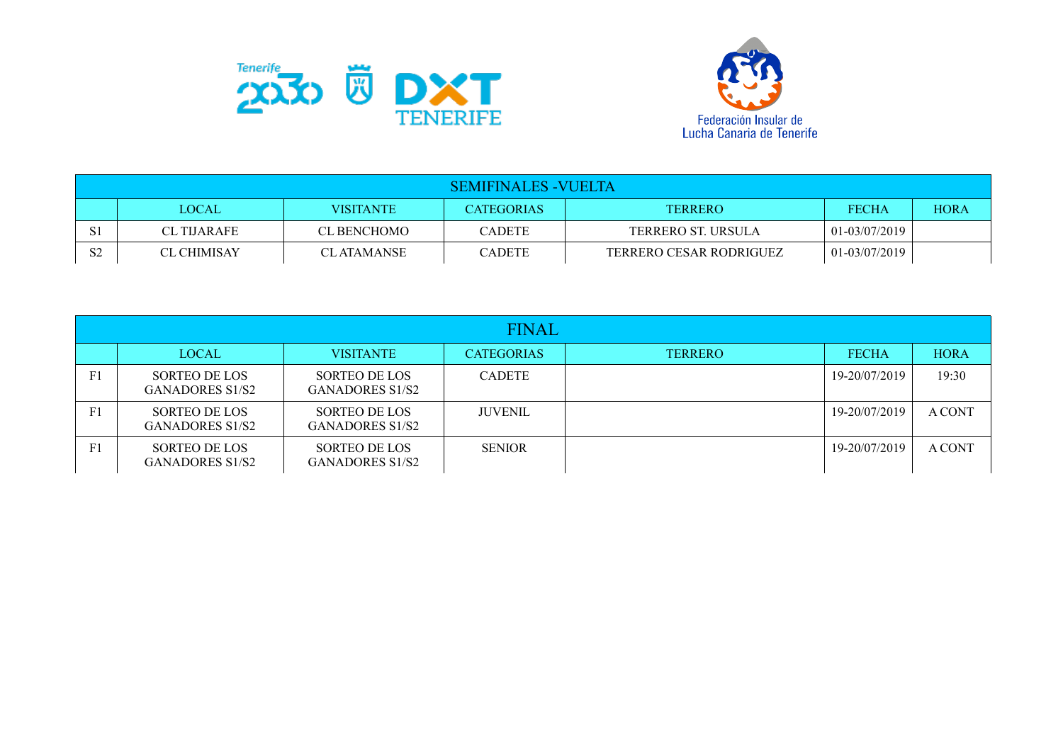Tenerife 2030 DXT TENERIFE

Federación Insular de Lucha Canaria de Tenerife

| SEMIFINALES -VUELTA | | | | | | |
|---|---|---|---|---|---|---|
| | LOCAL | VISITANTE | CATEGORIAS | TERRERO | FECHA | HORA |
| S1 | CL TIJARAFE | CL BENCHOMO | CADETE | TERRERO ST. URSULA | 01-03/07/2019 | |
| S2 | CL CHIMISAY | CL ATAMANSE | CADETE | TERRERO CESAR RODRIGUEZ | 01-03/07/2019 | |

| FINAL | | | | | | |
|---|---|---|---|---|---|---|
| | LOCAL | VISITANTE | CATEGORIAS | TERRERO | FECHA | HORA |
| F1 | SORTEO DE LOS GANADORES S1/S2 | SORTEO DE LOS GANADORES S1/S2 | CADETE | | 19-20/07/2019 | 19:30 |
| F1 | SORTEO DE LOS GANADORES S1/S2 | SORTEO DE LOS GANADORES S1/S2 | JUVENIL | | 19-20/07/2019 | A CONT |
| F1 | SORTEO DE LOS GANADORES S1/S2 | SORTEO DE LOS GANADORES S1/S2 | SENIOR | | 19-20/07/2019 | A CONT |